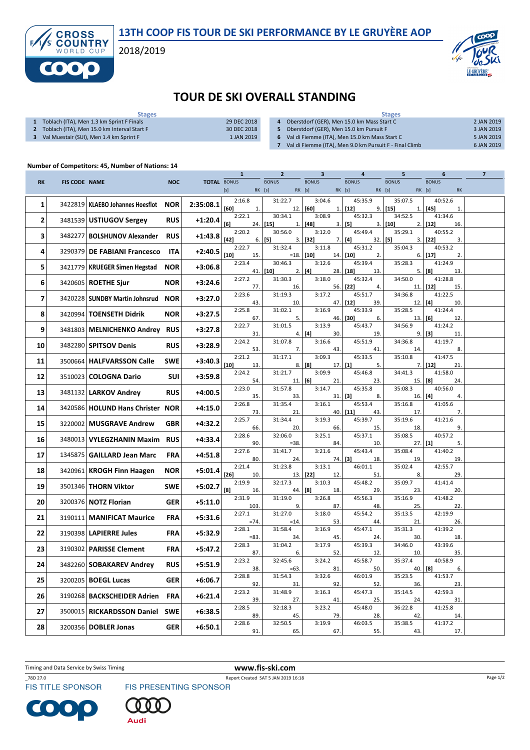# 13TH COOP FIS TOUR DE SKI PERFORMANCE BY LE GRUYÈRE AOP

2018/2019

## TOUR DE SKI OVERALL STANDING

| Stages | | | Stages | |
|---|---|---|---|---|
| 1 | Toblach (ITA), Men 1.3 km Sprint F Finals | 29 DEC 2018 | 4 Oberstdorf (GER), Men 15.0 km Mass Start C | 2 JAN 2019 |
| 2 | Toblach (ITA), Men 15.0 km Interval Start F | 30 DEC 2018 | 5 Oberstdorf (GER), Men 15.0 km Pursuit F | 3 JAN 2019 |
| 3 | Val Muestair (SUI), Men 1.4 km Sprint F | 1 JAN 2019 | 6 Val di Fiemme (ITA), Men 15.0 km Mass Start C | 5 JAN 2019 |
| | | | 7 Val di Fiemme (ITA), Men 9.0 km Pursuit F - Final Climb | 6 JAN 2019 |

**Number of Competitors: 45, Number of Nations: 14**

| RK | FIS CODE | NAME | NOC | TOTAL | 1 BONUS [s] | 1 RK | 2 BONUS [s] | 2 RK | 3 BONUS [s] | 3 RK | 4 BONUS [s] | 4 RK | 5 BONUS [s] | 5 RK | 6 BONUS [s] | 6 RK | 7 |
|---|---|---|---|---|---|---|---|---|---|---|---|---|---|---|---|---|---|
| 1 | 3422819 | KLAEBO Johannes Hoesflot | NOR | 2:35:08.1 | 2:16.8 [60] | 1. | 31:22.7 | 12. | 3:04.6 [60] | 1. | 45:35.9 [12] | 9. | 35:07.5 [15] | 1. | 40:52.6 [45] | 1. | |
| 2 | 3481539 | USTIUGOV Sergey | RUS | +1:20.4 | 2:22.1 [6] | 24. | 30:34.1 [15] | 1. | 3:08.9 [48] | 3. | 45:32.3 [5] | 3. | 34:52.5 [10] | 2. | 41:34.6 [12] | 16. | |
| 3 | 3482277 | BOLSHUNOV Alexander | RUS | +1:43.8 | 2:20.2 [42] | 6. | 30:56.0 [5] | 3. | 3:12.0 [32] | 7. | 45:49.4 [4] | 32. | 35:29.1 [5] | 3. | 40:55.2 [22] | 3. | |
| 4 | 3290379 | DE FABIANI Francesco | ITA | +2:40.5 | 2:22.7 [10] | 15. | 31:32.4 | =18. | 3:11.8 [10] | 14. | 45:31.2 [10] | 2. | 35:04.3 | 6. | 40:53.2 [17] | 2. | |
| 5 | 3421779 | KRUEGER Simen Hegstad | NOR | +3:06.8 | 2:23.4 | 41. | 30:46.3 [10] | 2. | 3:12.6 [4] | 28. | 45:39.4 [18] | 13. | 35:28.3 | 5. | 41:24.9 [8] | 13. | |
| 6 | 3420605 | ROETHE Sjur | NOR | +3:24.6 | 2:27.2 | 77. | 31:30.3 | 16. | 3:18.0 | 56. | 45:32.4 [22] | 4. | 34:50.0 | 11. | 41:28.8 [12] | 15. | |
| 7 | 3420228 | SUNDBY Martin Johnsrud | NOR | +3:27.0 | 2:23.6 | 43. | 31:19.3 | 10. | 3:17.2 | 47. | 45:51.7 [12] | 39. | 34:36.8 | 12. | 41:22.5 [4] | 10. | |
| 8 | 3420994 | TOENSETH Didrik | NOR | +3:27.5 | 2:25.8 | 67. | 31:02.1 | 5. | 3:16.9 | 46. | 45:33.9 [30] | 6. | 35:28.5 | 13. | 41:24.4 [6] | 12. | |
| 9 | 3481803 | MELNICHENKO Andrey | RUS | +3:27.8 | 2:22.7 | 31. | 31:01.5 | 4. | 3:13.9 [4] | 30. | 45:43.7 | 19. | 34:56.9 | 9. | 41:24.2 [3] | 11. | |
| 10 | 3482280 | SPITSOV Denis | RUS | +3:28.9 | 2:24.2 | 53. | 31:07.8 | 7. | 3:16.6 | 43. | 45:51.9 | 41. | 34:36.8 | 14. | 41:19.7 | 8. | |
| 11 | 3500664 | HALFVARSSON Calle | SWE | +3:40.3 | 2:21.2 [10] | 13. | 31:17.1 | 8. | 3:09.3 [8] | 17. | 45:33.5 [1] | 5. | 35:10.8 | 7. | 41:47.5 [12] | 21. | |
| 12 | 3510023 | COLOGNA Dario | SUI | +3:59.8 | 2:24.2 | 54. | 31:21.7 | 11. | 3:09.9 [6] | 21. | 45:46.8 | 23. | 34:41.3 | 15. | 41:58.0 [8] | 24. | |
| 13 | 3481132 | LARKOV Andrey | RUS | +4:00.5 | 2:23.0 | 35. | 31:57.8 | 33. | 3:14.7 | 31. | 45:35.8 [3] | 8. | 35:08.3 | 16. | 40:56.0 [4] | 4. | |
| 14 | 3420586 | HOLUND Hans Christer | NOR | +4:15.0 | 2:26.8 | 73. | 31:35.4 | 21. | 3:16.1 | 40. | 45:53.4 [11] | 43. | 35:16.8 | 17. | 41:05.6 | 7. | |
| 15 | 3220002 | MUSGRAVE Andrew | GBR | +4:32.2 | 2:25.7 | 66. | 31:34.4 | 20. | 3:19.3 | 66. | 45:39.7 | 15. | 35:19.6 | 18. | 41:21.6 | 9. | |
| 16 | 3480013 | VYLEGZHANIN Maxim | RUS | +4:33.4 | 2:28.6 | 90. | 32:06.0 | =38. | 3:25.1 | 84. | 45:37.1 | 10. | 35:08.5 | 27. | 40:57.2 [1] | 5. | |
| 17 | 1345875 | GAILLARD Jean Marc | FRA | +4:51.8 | 2:27.6 | 80. | 31:41.7 | 24. | 3:21.6 | 74. | 45:43.4 [3] | 18. | 35:08.4 | 19. | 41:40.2 | 19. | |
| 18 | 3420961 | KROGH Finn Haagen | NOR | +5:01.4 | 2:21.4 [26] | 10. | 31:23.8 | 13. | 3:13.1 [22] | 12. | 46:01.1 | 51. | 35:02.4 | 8. | 42:55.7 | 29. | |
| 19 | 3501346 | THORN Viktor | SWE | +5:02.7 | 2:19.9 [8] | 16. | 32:17.3 | 44. | 3:10.3 [8] | 18. | 45:48.2 | 29. | 35:09.7 | 23. | 41:41.4 | 20. | |
| 20 | 3200376 | NOTZ Florian | GER | +5:11.0 | 2:31.9 | 103. | 31:19.0 | 9. | 3:26.8 | 87. | 45:56.3 | 48. | 35:16.9 | 25. | 41:48.2 | 22. | |
| 21 | 3190111 | MANIFICAT Maurice | FRA | +5:31.6 | 2:27.1 | =74. | 31:27.0 | =14. | 3:18.0 | 53. | 45:54.2 | 44. | 35:13.5 | 21. | 42:19.9 | 26. | |
| 22 | 3190398 | LAPIERRE Jules | FRA | +5:32.9 | 2:28.1 | =83. | 31:58.4 | 34. | 3:16.9 | 45. | 45:47.1 | 24. | 35:31.3 | 30. | 41:39.2 | 18. | |
| 23 | 3190302 | PARISSE Clement | FRA | +5:47.2 | 2:28.3 | 87. | 31:04.2 | 6. | 3:17.9 | 52. | 45:39.3 | 12. | 34:46.0 | 10. | 43:39.6 | 35. | |
| 24 | 3482260 | SOBAKAREV Andrey | RUS | +5:51.9 | 2:23.2 | 38. | 32:45.6 | =63. | 3:24.2 | 81. | 45:58.7 | 50. | 35:37.4 | 40. | 40:58.9 [8] | 6. | |
| 25 | 3200205 | BOEGL Lucas | GER | +6:06.7 | 2:28.8 | 92. | 31:54.3 | 31. | 3:32.6 | 92. | 46:01.9 | 52. | 35:23.5 | 36. | 41:53.7 | 23. | |
| 26 | 3190268 | BACKSCHEIDER Adrien | FRA | +6:21.4 | 2:23.2 | 39. | 31:48.9 | 27. | 3:16.3 | 41. | 45:47.3 | 25. | 35:14.5 | 24. | 42:59.3 | 31. | |
| 27 | 3500015 | RICKARDSSON Daniel | SWE | +6:38.5 | 2:28.5 | 89. | 32:18.3 | 45. | 3:23.2 | 79. | 45:48.0 | 28. | 36:22.8 | 42. | 41:25.8 | 14. | |
| 28 | 3200356 | DOBLER Jonas | GER | +6:50.1 | 2:28.6 | 91. | 32:50.5 | 65. | 3:19.9 | 67. | 46:03.5 | 55. | 35:38.5 | 43. | 41:37.2 | 17. | |

Timing and Data Service by Swiss Timing www.fis-ski.com

_78D 27.0 Report Created SAT 5 JAN 2019 16:18

FIS TITLE SPONSOR FIS PRESENTING SPONSOR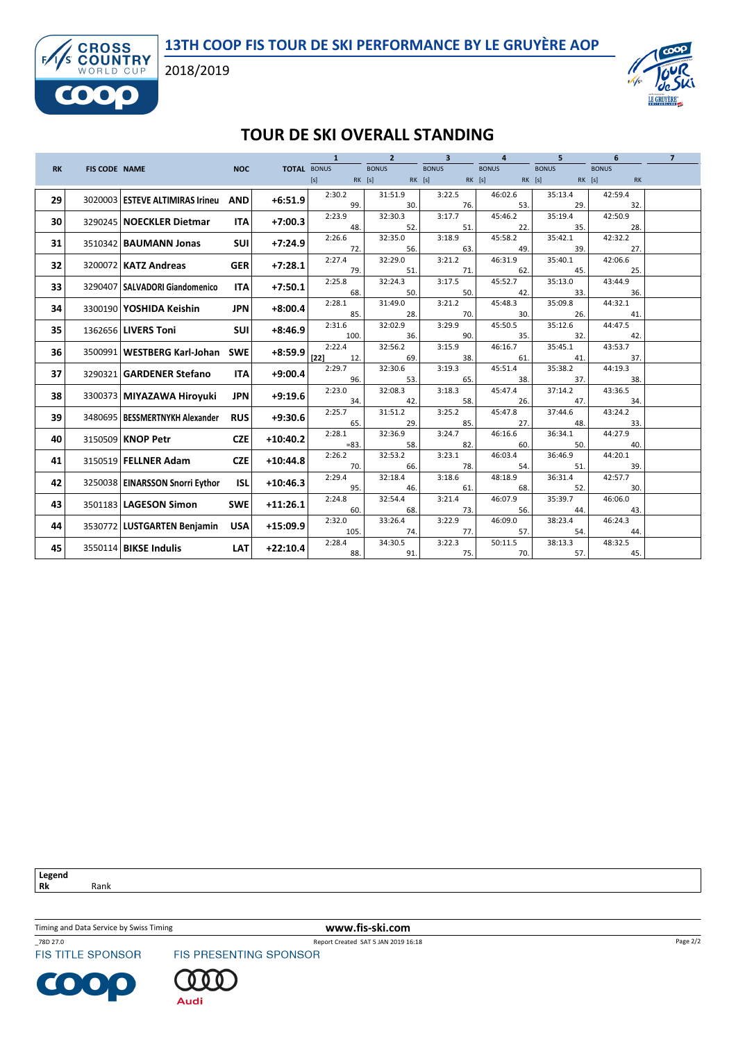# TOUR DE SKI OVERALL STANDING

13TH COOP FIS TOUR DE SKI PERFORMANCE BY LE GRUYÈRE AOP

2018/2019

| RK | FIS CODE | NAME | NOC | TOTAL | 1 BONUS [s] | 1 RK | 2 BONUS [s] | 2 RK | 3 BONUS [s] | 3 RK | 4 BONUS [s] | 4 RK | 5 BONUS [s] | 5 RK | 6 BONUS [s] | 6 RK | 7 |
|---|---|---|---|---|---|---|---|---|---|---|---|---|---|---|---|---|---|
| 29 | 3020003 | **ESTEVE ALTIMIRAS Irineu** | **AND** | **+6:51.9** | 2:30.2 | 99. | 31:51.9 | 30. | 3:22.5 | 76. | 46:02.6 | 53. | 35:13.4 | 29. | 42:59.4 | 32. | |
| 30 | 3290245 | **NOECKLER Dietmar** | **ITA** | **+7:00.3** | 2:23.9 | 48. | 32:30.3 | 52. | 3:17.7 | 51. | 45:46.2 | 22. | 35:19.4 | 35. | 42:50.9 | 28. | |
| 31 | 3510342 | **BAUMANN Jonas** | **SUI** | **+7:24.9** | 2:26.6 | 72. | 32:35.0 | 56. | 3:18.9 | 63. | 45:58.2 | 49. | 35:42.1 | 39. | 42:32.2 | 27. | |
| 32 | 3200072 | **KATZ Andreas** | **GER** | **+7:28.1** | 2:27.4 | 79. | 32:29.0 | 51. | 3:21.2 | 71. | 46:31.9 | 62. | 35:40.1 | 45. | 42:06.6 | 25. | |
| 33 | 3290407 | **SALVADORI Giandomenico** | **ITA** | **+7:50.1** | 2:25.8 | 68. | 32:24.3 | 50. | 3:17.5 | 50. | 45:52.7 | 42. | 35:13.0 | 33. | 43:44.9 | 36. | |
| 34 | 3300190 | **YOSHIDA Keishin** | **JPN** | **+8:00.4** | 2:28.1 | 85. | 31:49.0 | 28. | 3:21.2 | 70. | 45:48.3 | 30. | 35:09.8 | 26. | 44:32.1 | 41. | |
| 35 | 1362656 | **LIVERS Toni** | **SUI** | **+8:46.9** | 2:31.6 | 100. | 32:02.9 | 36. | 3:29.9 | 90. | 45:50.5 | 35. | 35:12.6 | 32. | 44:47.5 | 42. | |
| 36 | 3500991 | **WESTBERG Karl-Johan** | **SWE** | **+8:59.9** | 2:22.4 [22] | 12. | 32:56.2 | 69. | 3:15.9 | 38. | 46:16.7 | 61. | 35:45.1 | 41. | 43:53.7 | 37. | |
| 37 | 3290321 | **GARDENER Stefano** | **ITA** | **+9:00.4** | 2:29.7 | 96. | 32:30.6 | 53. | 3:19.3 | 65. | 45:51.4 | 38. | 35:38.2 | 37. | 44:19.3 | 38. | |
| 38 | 3300373 | **MIYAZAWA Hiroyuki** | **JPN** | **+9:19.6** | 2:23.0 | 34. | 32:08.3 | 42. | 3:18.3 | 58. | 45:47.4 | 26. | 37:14.2 | 47. | 43:36.5 | 34. | |
| 39 | 3480695 | **BESSMERTNYKH Alexander** | **RUS** | **+9:30.6** | 2:25.7 | 65. | 31:51.2 | 29. | 3:25.2 | 85. | 45:47.8 | 27. | 37:44.6 | 48. | 43:24.2 | 33. | |
| 40 | 3150509 | **KNOP Petr** | **CZE** | **+10:40.2** | 2:28.1 | =83. | 32:36.9 | 58. | 3:24.7 | 82. | 46:16.6 | 60. | 36:34.1 | 50. | 44:27.9 | 40. | |
| 41 | 3150519 | **FELLNER Adam** | **CZE** | **+10:44.8** | 2:26.2 | 70. | 32:53.2 | 66. | 3:23.1 | 78. | 46:03.4 | 54. | 36:46.9 | 51. | 44:20.1 | 39. | |
| 42 | 3250038 | **EINARSSON Snorri Eythor** | **ISL** | **+10:46.3** | 2:29.4 | 95. | 32:18.4 | 46. | 3:18.6 | 61. | 48:18.9 | 68. | 36:31.4 | 52. | 42:57.7 | 30. | |
| 43 | 3501183 | **LAGESON Simon** | **SWE** | **+11:26.1** | 2:24.8 | 60. | 32:54.4 | 68. | 3:21.4 | 73. | 46:07.9 | 56. | 35:39.7 | 44. | 46:06.0 | 43. | |
| 44 | 3530772 | **LUSTGARTEN Benjamin** | **USA** | **+15:09.9** | 2:32.0 | 105. | 33:26.4 | 74. | 3:22.9 | 77. | 46:09.0 | 57. | 38:23.4 | 54. | 46:24.3 | 44. | |
| 45 | 3550114 | **BIKSE Indulis** | **LAT** | **+22:10.4** | 2:28.4 | 88. | 34:30.5 | 91. | 3:22.3 | 75. | 50:11.5 | 70. | 38:13.3 | 57. | 48:32.5 | 45. | |

**Legend**
**Rk** Rank

Timing and Data Service by Swiss Timing — **www.fis-ski.com**

_78D 27.0 Report Created SAT 5 JAN 2019 16:18

FIS TITLE SPONSOR — FIS PRESENTING SPONSOR